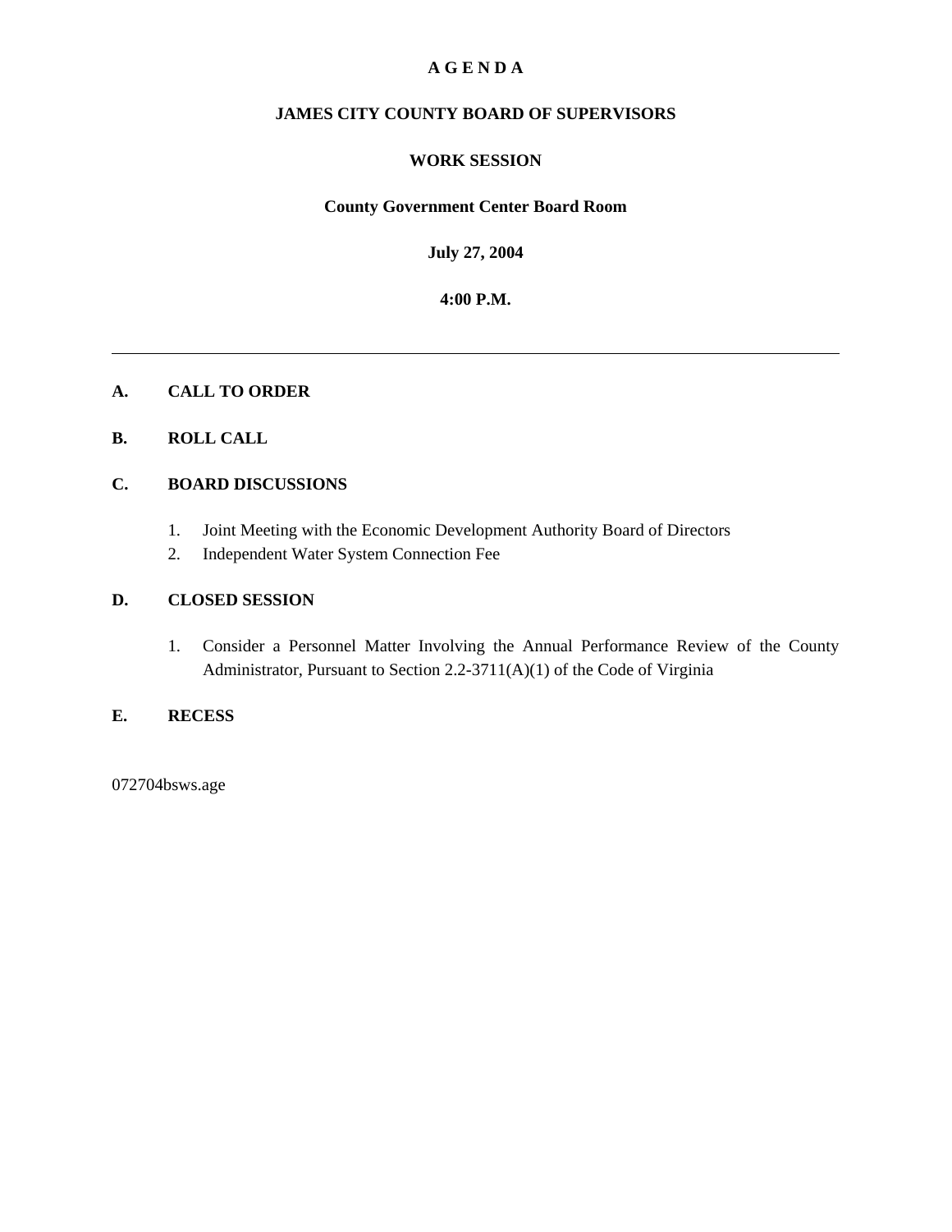# A G E N D A

## JAMES CITY COUNTY BOARD OF SUPERVISORS

## WORK SESSION

**County Government Center Board Room**

**July 27, 2004**

**4:00 P.M.**

---

**A. CALL TO ORDER**

**B. ROLL CALL**

**C. BOARD DISCUSSIONS**

1. Joint Meeting with the Economic Development Authority Board of Directors
2. Independent Water System Connection Fee

**D. CLOSED SESSION**

1. Consider a Personnel Matter Involving the Annual Performance Review of the County Administrator, Pursuant to Section 2.2-3711(A)(1) of the Code of Virginia

**E. RECESS**

072704bsws.age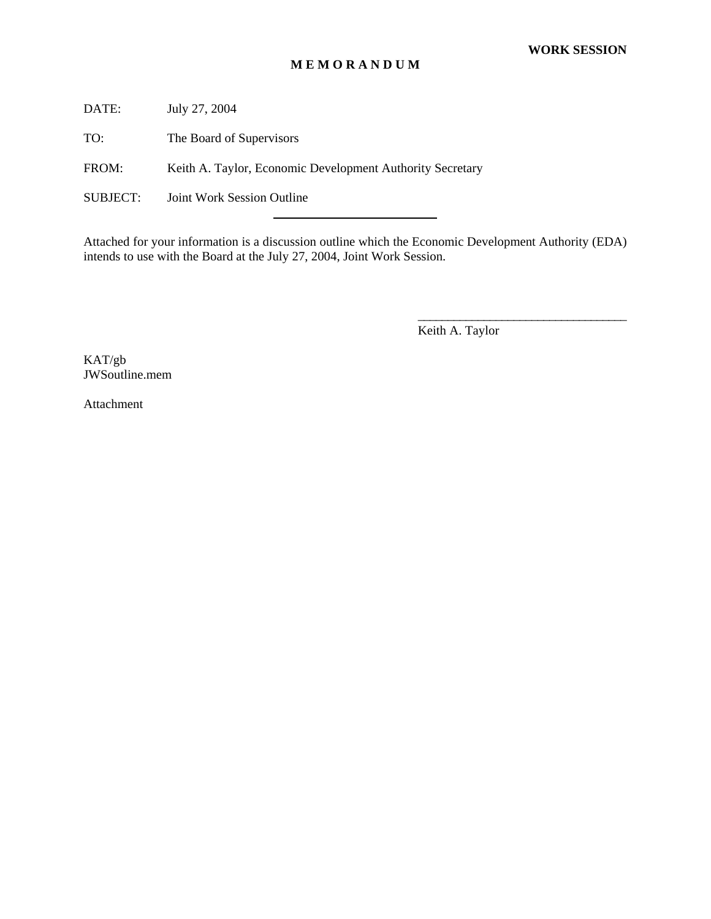**WORK SESSION**

# M E M O R A N D U M

DATE: July 27, 2004

TO: The Board of Supervisors

FROM: Keith A. Taylor, Economic Development Authority Secretary

SUBJECT: Joint Work Session Outline

---

Attached for your information is a discussion outline which the Economic Development Authority (EDA) intends to use with the Board at the July 27, 2004, Joint Work Session.

\_\_\_\_\_\_\_\_\_\_\_\_\_\_\_\_\_\_\_\_\_\_\_\_\_\_\_\_\_\_\_\_\_\_

Keith A. Taylor

KAT/gb
JWSoutline.mem

Attachment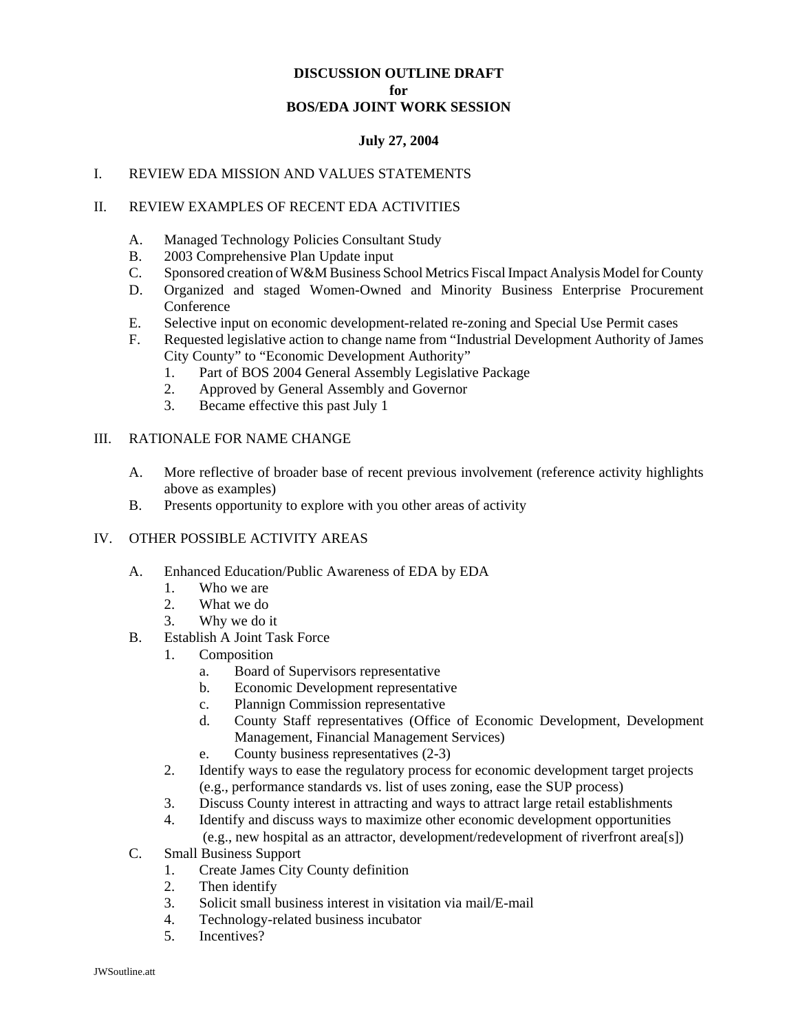**DISCUSSION OUTLINE DRAFT**
**for**
**BOS/EDA JOINT WORK SESSION**

**July 27, 2004**

I. REVIEW EDA MISSION AND VALUES STATEMENTS

II. REVIEW EXAMPLES OF RECENT EDA ACTIVITIES

- A. Managed Technology Policies Consultant Study
- B. 2003 Comprehensive Plan Update input
- C. Sponsored creation of W&M Business School Metrics Fiscal Impact Analysis Model for County
- D. Organized and staged Women-Owned and Minority Business Enterprise Procurement Conference
- E. Selective input on economic development-related re-zoning and Special Use Permit cases
- F. Requested legislative action to change name from "Industrial Development Authority of James City County" to "Economic Development Authority"
  1. Part of BOS 2004 General Assembly Legislative Package
  2. Approved by General Assembly and Governor
  3. Became effective this past July 1

III. RATIONALE FOR NAME CHANGE

- A. More reflective of broader base of recent previous involvement (reference activity highlights above as examples)
- B. Presents opportunity to explore with you other areas of activity

IV. OTHER POSSIBLE ACTIVITY AREAS

- A. Enhanced Education/Public Awareness of EDA by EDA
  1. Who we are
  2. What we do
  3. Why we do it
- B. Establish A Joint Task Force
  1. Composition
     - a. Board of Supervisors representative
     - b. Economic Development representative
     - c. Plannign Commission representative
     - d. County Staff representatives (Office of Economic Development, Development Management, Financial Management Services)
     - e. County business representatives (2-3)
  2. Identify ways to ease the regulatory process for economic development target projects (e.g., performance standards vs. list of uses zoning, ease the SUP process)
  3. Discuss County interest in attracting and ways to attract large retail establishments
  4. Identify and discuss ways to maximize other economic development opportunities (e.g., new hospital as an attractor, development/redevelopment of riverfront area[s])
- C. Small Business Support
  1. Create James City County definition
  2. Then identify
  3. Solicit small business interest in visitation via mail/E-mail
  4. Technology-related business incubator
  5. Incentives?

JWSoutline.att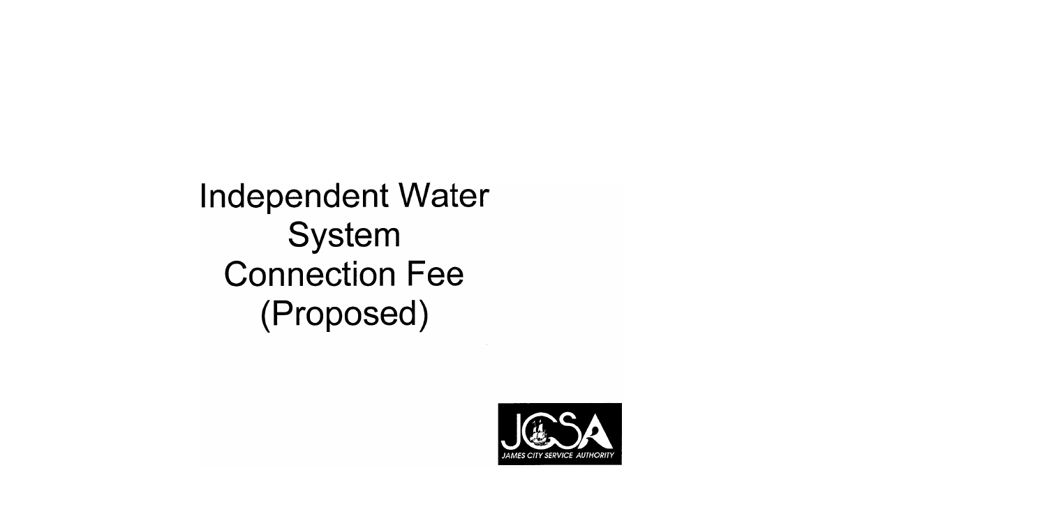# Independent Water System Connection Fee (Proposed)

JCSA
JAMES CITY SERVICE AUTHORITY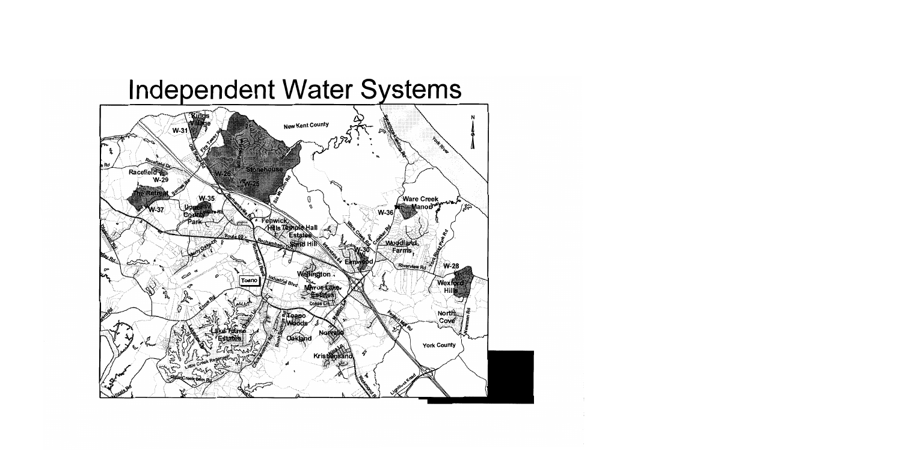# Independent Water Systems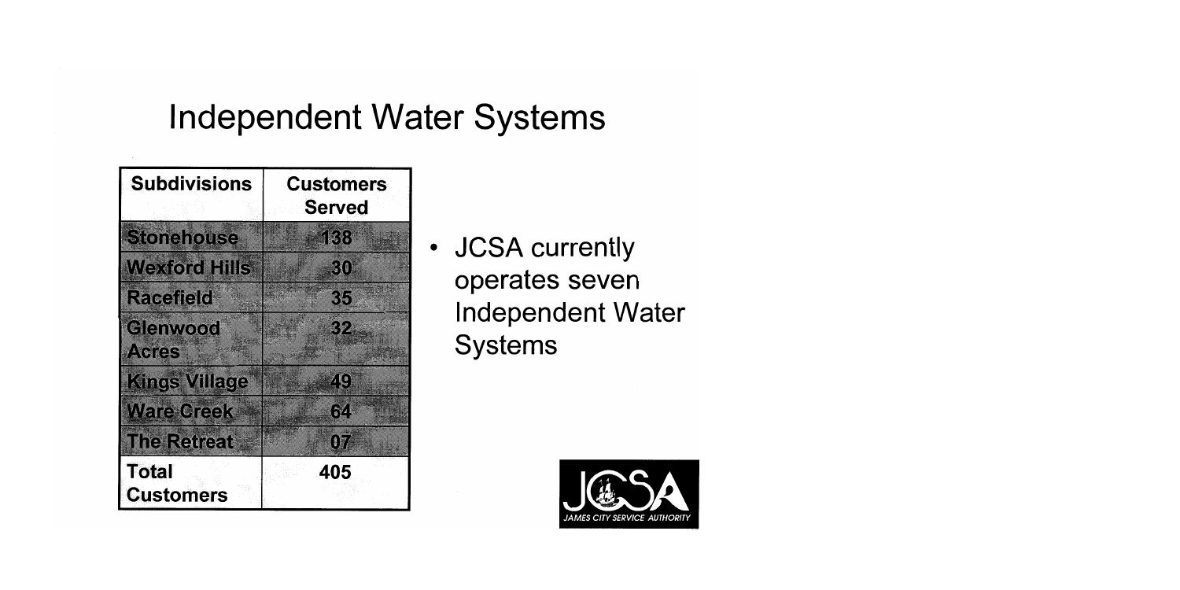# Independent Water Systems

| Subdivisions | Customers Served |
|---|---|
| Stonehouse | 138 |
| Wexford Hills | 30 |
| Racefield | 35 |
| Glenwood Acres | 32 |
| Kings Village | 49 |
| Ware Creek | 64 |
| The Retreat | 07 |
| Total Customers | 405 |

- JCSA currently operates seven Independent Water Systems

JCSA
JAMES CITY SERVICE AUTHORITY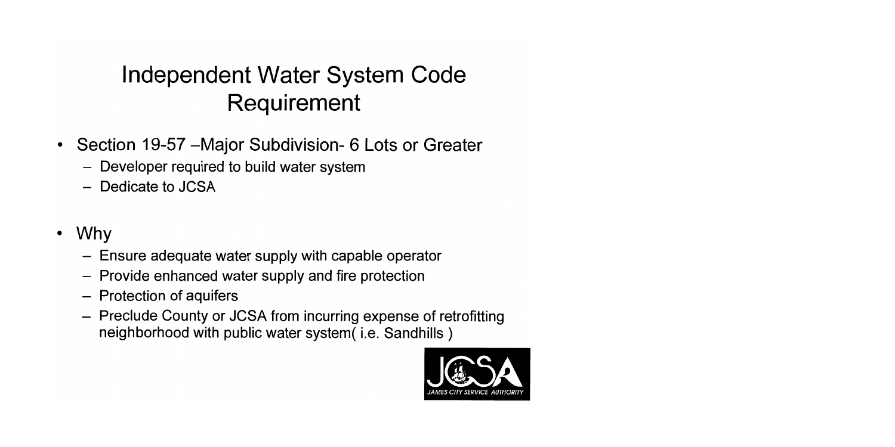# Independent Water System Code Requirement

- Section 19-57 –Major Subdivision- 6 Lots or Greater
  - Developer required to build water system
  - Dedicate to JCSA
- Why
  - Ensure adequate water supply with capable operator
  - Provide enhanced water supply and fire protection
  - Protection of aquifers
  - Preclude County or JCSA from incurring expense of retrofitting neighborhood with public water system( i.e. Sandhills )

JCSA JAMES CITY SERVICE AUTHORITY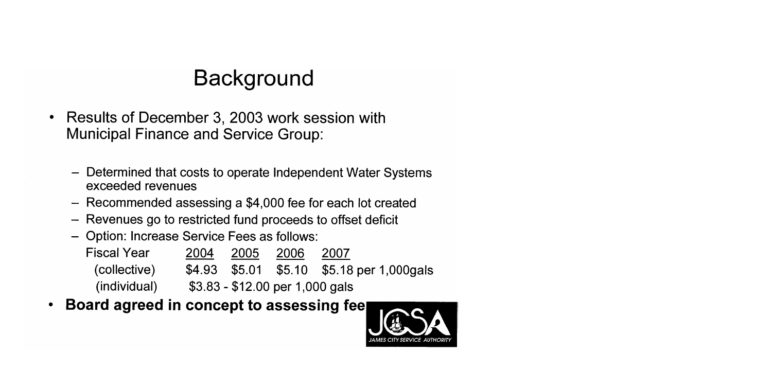# Background

- Results of December 3, 2003 work session with Municipal Finance and Service Group:
  - Determined that costs to operate Independent Water Systems exceeded revenues
  - Recommended assessing a $4,000 fee for each lot created
  - Revenues go to restricted fund proceeds to offset deficit
  - Option: Increase Service Fees as follows:

| Fiscal Year | 2004 | 2005 | 2006 | 2007 |
| --- | --- | --- | --- | --- |
| (collective) | $4.93 | $5.01 | $5.10 | $5.18 per 1,000gals |
| (individual) | $3.83 - $12.00 per 1,000 gals | | | |

- **Board agreed in concept to assessing fee**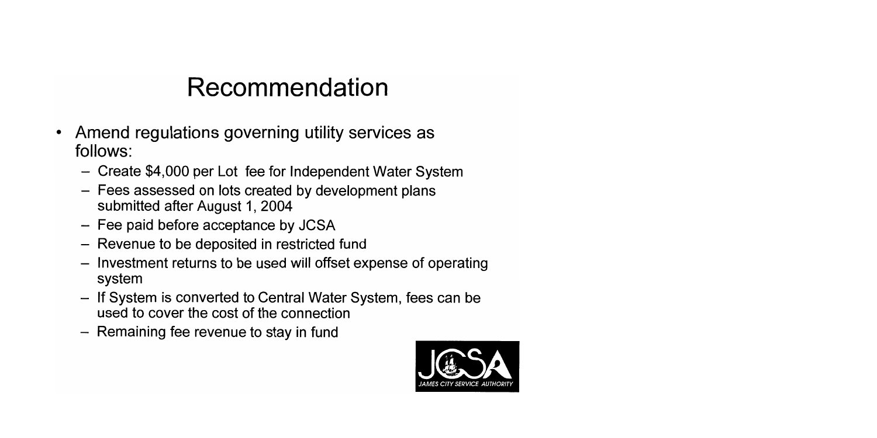# Recommendation

- Amend regulations governing utility services as follows:
  - Create $4,000 per Lot fee for Independent Water System
  - Fees assessed on lots created by development plans submitted after August 1, 2004
  - Fee paid before acceptance by JCSA
  - Revenue to be deposited in restricted fund
  - Investment returns to be used will offset expense of operating system
  - If System is converted to Central Water System, fees can be used to cover the cost of the connection
  - Remaining fee revenue to stay in fund

JCSA
JAMES CITY SERVICE AUTHORITY